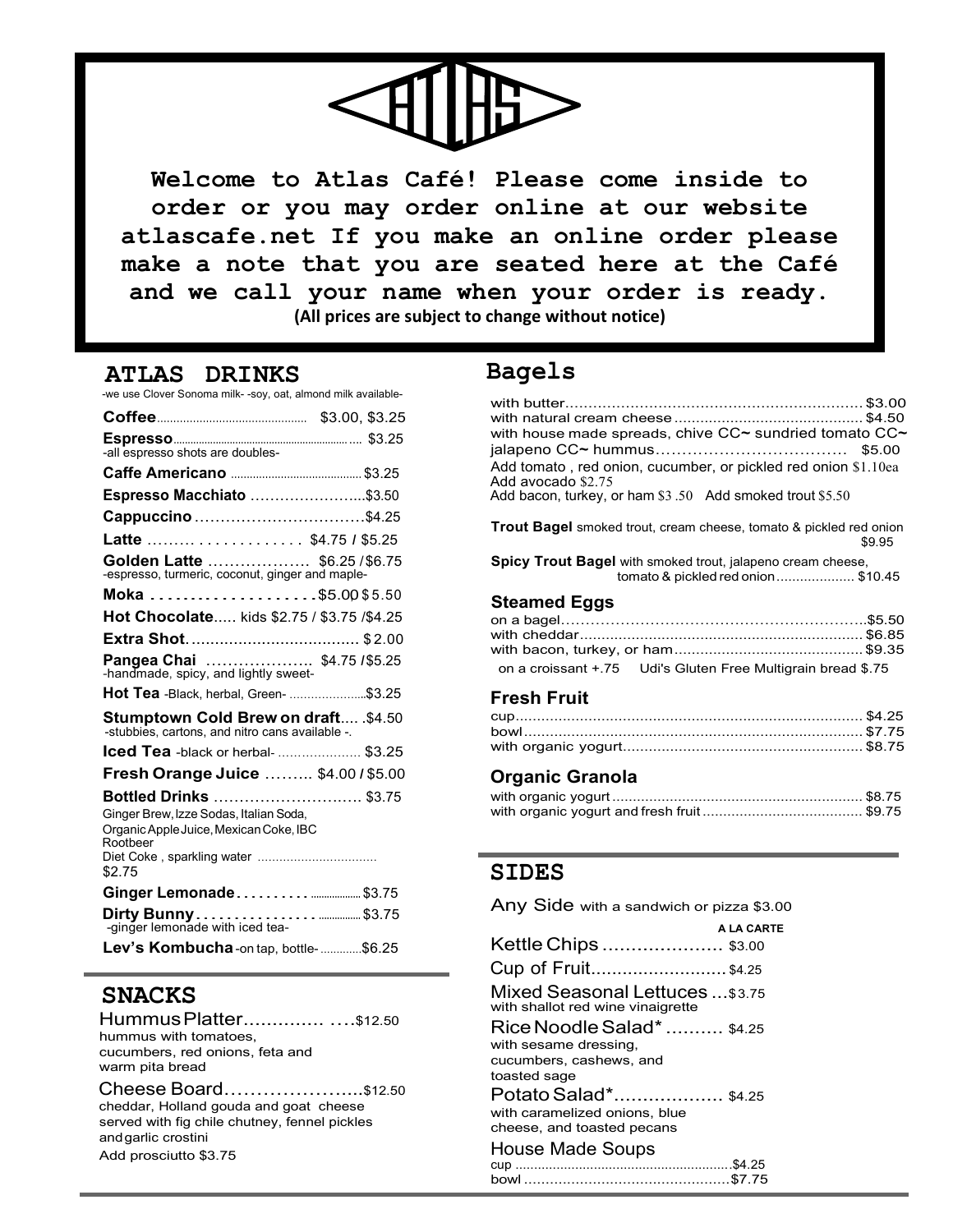# ATLAS

**Welcome to Atlas Café! Please come inside to order or you may order online at our website atlascafe.net If you make an online order please make a note that you are seated here at the Café and we call your name when your order is ready.**

**(All prices are subject to change without notice)**

## ATLAS DRINKS

-we use Clover Sonoma milk- -soy, oat, almond milk available-

**Coffee**............................................. $3.00, $3.25

**Espresso**............................................. $3.25
-all espresso shots are doubles-

**Caffe Americano** ......................................... $3.25

**Espresso Macchiato** ......................$3.50

**Cappuccino** ................................$4.25

**Latte** ......... ............. $4.75 / $5.25

**Golden Latte** .................. $6.25 / $6.75
-espresso, turmeric, coconut, ginger and maple-

**Moka** ..................... $5.00 $5.50

**Hot Chocolate**..... kids $2.75 / $3.75 /$4.25

**Extra Shot**.................................... $2.00

**Pangea Chai** .................... $4.75 /$5.25
-handmade, spicy, and lightly sweet-

**Hot Tea** -Black, herbal, Green- ......................$3.25

**Stumptown Cold Brew on draft**..... .$4.50
-stubbies, cartons, and nitro cans available -.

**Iced Tea** -black or herbal- ..................... $3.25

**Fresh Orange Juice** ......... $4.00 / $5.00

**Bottled Drinks** ............................ $3.75
Ginger Brew, Izze Sodas, Italian Soda, Organic Apple Juice, Mexican Coke, IBC Rootbeer
Diet Coke , sparkling water ................................ $2.75

**Ginger Lemonade**.......... .................. $3.75

**Dirty Bunny**................ ............... $3.75
-ginger lemonade with iced tea-

**Lev's Kombucha** -on tap, bottle- .............$6.25

## SNACKS

Hummus Platter.............. ....$12.50
hummus with tomatoes, cucumbers, red onions, feta and warm pita bread

Cheese Board.....................$12.50
cheddar, Holland gouda and goat cheese served with fig chile chutney, fennel pickles and garlic crostini
Add prosciutto $3.75

## Bagels

with butter.............................................................. $3.00
with natural cream cheese ............................................ $4.50
with house made spreads, chive CC~ sundried tomato CC~ jalapeno CC~ hummus................................ $5.00
Add tomato , red onion, cucumber, or pickled red onion $1.10ea
Add avocado $2.75
Add bacon, turkey, or ham $3 .50 Add smoked trout $5.50

**Trout Bagel** smoked trout, cream cheese, tomato & pickled red onion $9.95

**Spicy Trout Bagel** with smoked trout, jalapeno cream cheese, tomato & pickled red onion .................... $10.45

### Steamed Eggs

on a bagel........................................................$5.50
with cheddar................................................................ $6.85
with bacon, turkey, or ham........................................... $9.35
on a croissant +.75 Udi's Gluten Free Multigrain bread $.75

### Fresh Fruit

cup................................................................................ $4.25
bowl.............................................................................. $7.75
with organic yogurt....................................................... $8.75

### Organic Granola

with organic yogurt............................................................ $8.75
with organic yogurt and fresh fruit...................................... $9.75

## SIDES

Any Side with a sandwich or pizza $3.00

**A LA CARTE**

Kettle Chips ..................... $3.00

Cup of Fruit.......................... $4.25

Mixed Seasonal Lettuces ...$3.75
with shallot red wine vinaigrette

Rice Noodle Salad* .......... $4.25
with sesame dressing, cucumbers, cashews, and toasted sage

Potato Salad*................... $4.25
with caramelized onions, blue cheese, and toasted pecans

House Made Soups
cup .........................................................$4.25
bowl ................................................$7.75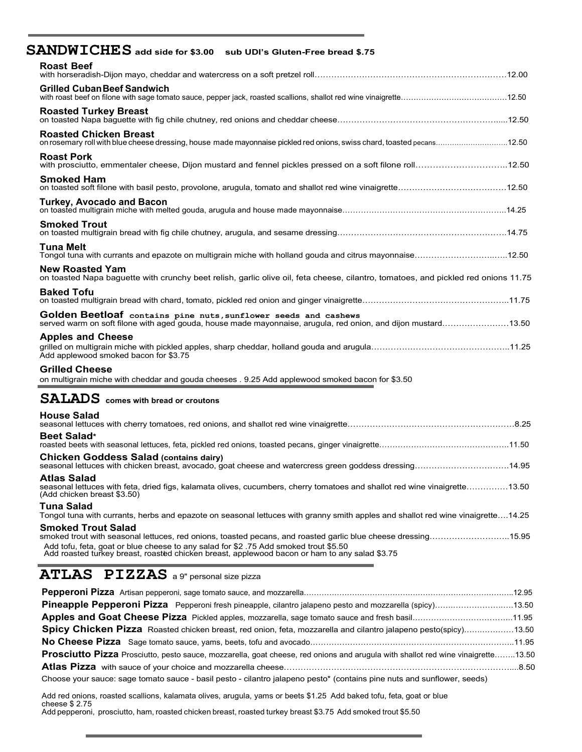## SANDWICHES add side for $3.00 sub UDI's Gluten-Free bread $.75

**Roast Beef**
with horseradish-Dijon mayo, cheddar and watercress on a soft pretzel roll……12.00

**Grilled Cuban Beef Sandwich**
with roast beef on filone with sage tomato sauce, pepper jack, roasted scallions, shallot red wine vinaigrette……12.50

**Roasted Turkey Breast**
on toasted Napa baguette with fig chile chutney, red onions and cheddar cheese……12.50

**Roasted Chicken Breast**
on rosemary roll with blue cheese dressing, house made mayonnaise pickled red onions, swiss chard, toasted pecans……12.50

**Roast Pork**
with prosciutto, emmentaler cheese, Dijon mustard and fennel pickles pressed on a soft filone roll……12.50

**Smoked Ham**
on toasted soft filone with basil pesto, provolone, arugula, tomato and shallot red wine vinaigrette……12.50

**Turkey, Avocado and Bacon**
on toasted multigrain miche with melted gouda, arugula and house made mayonnaise……14.25

**Smoked Trout**
on toasted multigrain bread with fig chile chutney, arugula, and sesame dressing……14.75

**Tuna Melt**
Tongol tuna with currants and epazote on multigrain miche with holland gouda and citrus mayonnaise……12.50

**New Roasted Yam**
on toasted Napa baguette with crunchy beet relish, garlic olive oil, feta cheese, cilantro, tomatoes, and pickled red onions 11.75

**Baked Tofu**
on toasted multigrain bread with chard, tomato, pickled red onion and ginger vinaigrette……11.75

**Golden Beetloaf** contains pine nuts,sunflower seeds and cashews
served warm on soft filone with aged gouda, house made mayonnaise, arugula, red onion, and dijon mustard……13.50

**Apples and Cheese**
grilled on multigrain miche with pickled apples, sharp cheddar, holland gouda and arugula……11.25
Add applewood smoked bacon for $3.75

**Grilled Cheese**
on multigrain miche with cheddar and gouda cheeses . 9.25 Add applewood smoked bacon for $3.50

## SALADS comes with bread or croutons

**House Salad**
seasonal lettuces with cherry tomatoes, red onions, and shallot red wine vinaigrette……8.25

**Beet Salad***
roasted beets with seasonal lettuces, feta, pickled red onions, toasted pecans, ginger vinaigrette……11.50

**Chicken Goddess Salad (contains dairy)**
seasonal lettuces with chicken breast, avocado, goat cheese and watercress green goddess dressing……14.95

**Atlas Salad**
seasonal lettuces with feta, dried figs, kalamata olives, cucumbers, cherry tomatoes and shallot red wine vinaigrette……13.50
(Add chicken breast $3.50)

**Tuna Salad**
Tongol tuna with currants, herbs and epazote on seasonal lettuces with granny smith apples and shallot red wine vinaigrette….14.25

**Smoked Trout Salad**
smoked trout with seasonal lettuces, red onions, toasted pecans, and roasted garlic blue cheese dressing……15.95

Add tofu, feta, goat or blue cheese to any salad for $2 .75 Add smoked trout $5.50
Add roasted turkey breast, roasted chicken breast, applewood bacon or ham to any salad $3.75

## ATLAS PIZZAS a 9" personal size pizza

**Pepperoni Pizza** Artisan pepperoni, sage tomato sauce, and mozzarella……12.95

**Pineapple Pepperoni Pizza** Pepperoni fresh pineapple, cilantro jalapeno pesto and mozzarella (spicy)……13.50

**Apples and Goat Cheese Pizza** Pickled apples, mozzarella, sage tomato sauce and fresh basil……11.95

**Spicy Chicken Pizza** Roasted chicken breast, red onion, feta, mozzarella and cilantro jalapeno pesto(spicy)……13.50

**No Cheese Pizza** Sage tomato sauce, yams, beets, tofu and avocado……11.95

**Prosciutto Pizza** Prosciutto, pesto sauce, mozzarella, goat cheese, red onions and arugula with shallot red wine vinaigrette……13.50

**Atlas Pizza** with sauce of your choice and mozzarella cheese……8.50

Choose your sauce: sage tomato sauce - basil pesto - cilantro jalapeno pesto* (contains pine nuts and sunflower, seeds)

Add red onions, roasted scallions, kalamata olives, arugula, yams or beets $1.25 Add baked tofu, feta, goat or blue cheese $ 2.75
Add pepperoni, prosciutto, ham, roasted chicken breast, roasted turkey breast $3.75 Add smoked trout $5.50